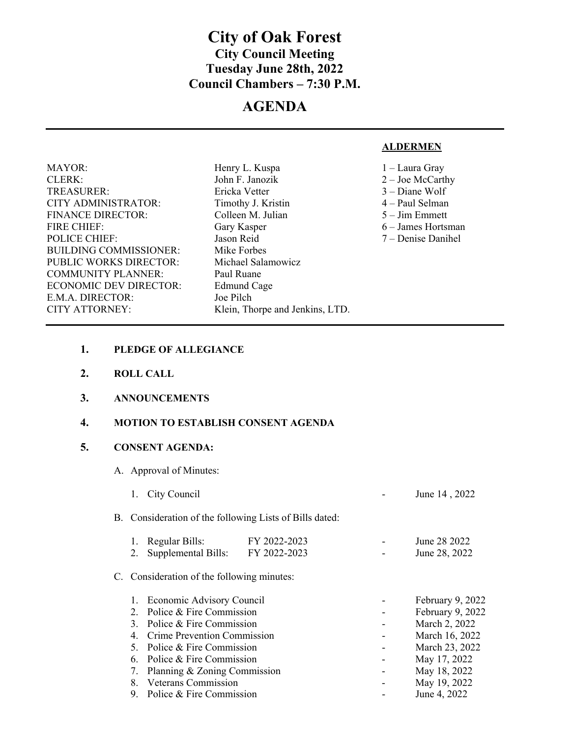# City of Oak Forest

## City Council Meeting

## Tuesday June 28th, 2022

## Council Chambers – 7:30 P.M.

# AGENDA

---

| | | |
|---|---|---|
| | | **ALDERMEN** |
| MAYOR: | Henry L. Kuspa | 1 – Laura Gray |
| CLERK: | John F. Janozik | 2 – Joe McCarthy |
| TREASURER: | Ericka Vetter | 3 – Diane Wolf |
| CITY ADMINISTRATOR: | Timothy J. Kristin | 4 – Paul Selman |
| FINANCE DIRECTOR: | Colleen M. Julian | 5 – Jim Emmett |
| FIRE CHIEF: | Gary Kasper | 6 – James Hortsman |
| POLICE CHIEF: | Jason Reid | 7 – Denise Danihel |
| BUILDING COMMISSIONER: | Mike Forbes | |
| PUBLIC WORKS DIRECTOR: | Michael Salamowicz | |
| COMMUNITY PLANNER: | Paul Ruane | |
| ECONOMIC DEV DIRECTOR: | Edmund Cage | |
| E.M.A. DIRECTOR: | Joe Pilch | |
| CITY ATTORNEY: | Klein, Thorpe and Jenkins, LTD. | |

---

1. **PLEDGE OF ALLEGIANCE**

2. **ROLL CALL**

3. **ANNOUNCEMENTS**

4. **MOTION TO ESTABLISH CONSENT AGENDA**

5. **CONSENT AGENDA:**

   A. Approval of Minutes:

      1. City Council - June 14 , 2022

   B. Consideration of the following Lists of Bills dated:

      1. Regular Bills: FY 2022-2023 - June 28 2022
      2. Supplemental Bills: FY 2022-2023 - June 28, 2022

   C. Consideration of the following minutes:

      1. Economic Advisory Council - February 9, 2022
      2. Police & Fire Commission - February 9, 2022
      3. Police & Fire Commission - March 2, 2022
      4. Crime Prevention Commission - March 16, 2022
      5. Police & Fire Commission - March 23, 2022
      6. Police & Fire Commission - May 17, 2022
      7. Planning & Zoning Commission - May 18, 2022
      8. Veterans Commission - May 19, 2022
      9. Police & Fire Commission - June 4, 2022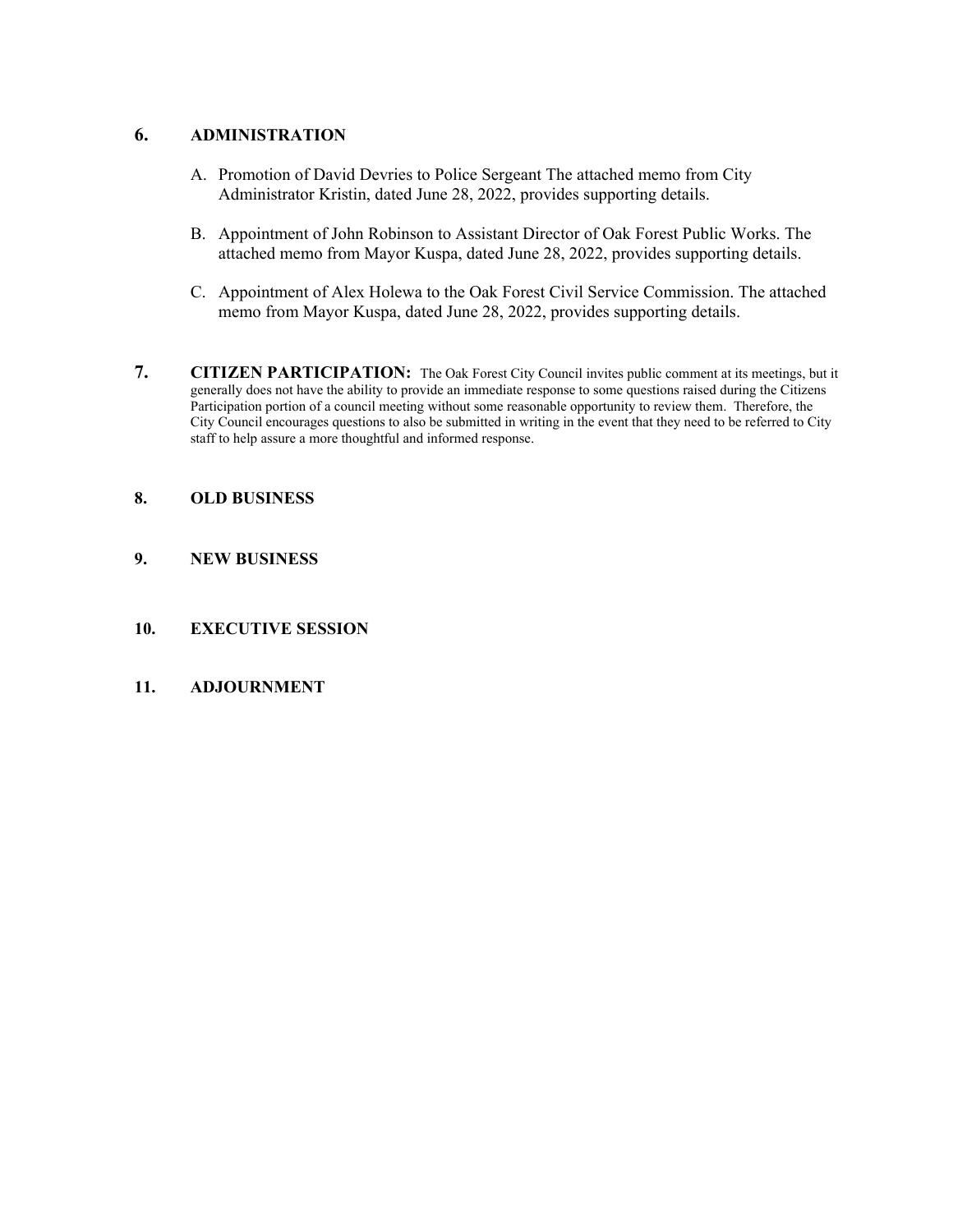## 6. ADMINISTRATION

A. Promotion of David Devries to Police Sergeant The attached memo from City Administrator Kristin, dated June 28, 2022, provides supporting details.

B. Appointment of John Robinson to Assistant Director of Oak Forest Public Works. The attached memo from Mayor Kuspa, dated June 28, 2022, provides supporting details.

C. Appointment of Alex Holewa to the Oak Forest Civil Service Commission. The attached memo from Mayor Kuspa, dated June 28, 2022, provides supporting details.

## 7. CITIZEN PARTICIPATION:

The Oak Forest City Council invites public comment at its meetings, but it generally does not have the ability to provide an immediate response to some questions raised during the Citizens Participation portion of a council meeting without some reasonable opportunity to review them. Therefore, the City Council encourages questions to also be submitted in writing in the event that they need to be referred to City staff to help assure a more thoughtful and informed response.

## 8. OLD BUSINESS

## 9. NEW BUSINESS

## 10. EXECUTIVE SESSION

## 11. ADJOURNMENT